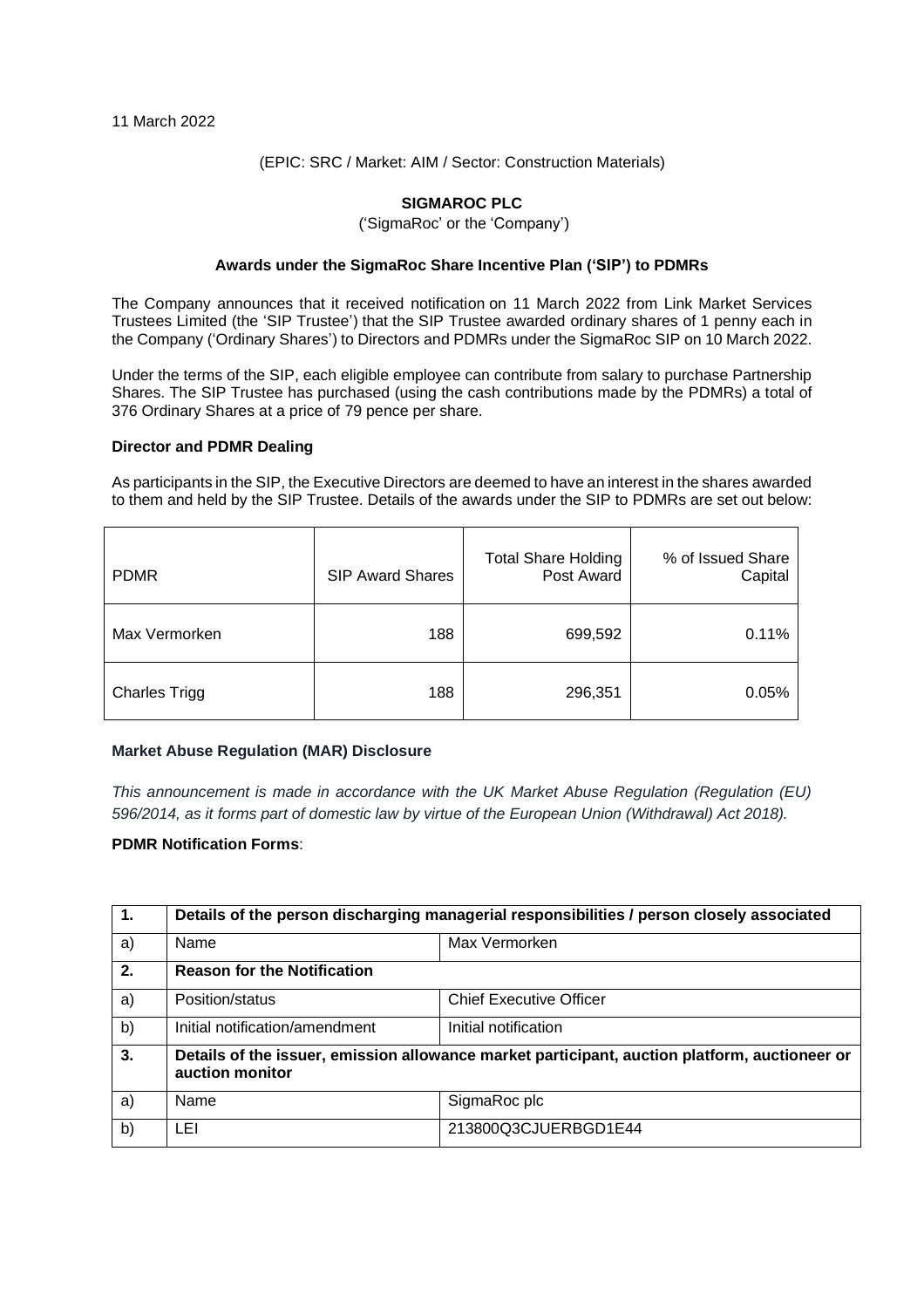11 March 2022

(EPIC: SRC / Market: AIM / Sector: Construction Materials)

**SIGMAROC PLC**

('SigmaRoc' or the 'Company')

**Awards under the SigmaRoc Share Incentive Plan ('SIP') to PDMRs**

The Company announces that it received notification on 11 March 2022 from Link Market Services Trustees Limited (the 'SIP Trustee') that the SIP Trustee awarded ordinary shares of 1 penny each in the Company ('Ordinary Shares') to Directors and PDMRs under the SigmaRoc SIP on 10 March 2022.

Under the terms of the SIP, each eligible employee can contribute from salary to purchase Partnership Shares. The SIP Trustee has purchased (using the cash contributions made by the PDMRs) a total of 376 Ordinary Shares at a price of 79 pence per share.

**Director and PDMR Dealing**

As participants in the SIP, the Executive Directors are deemed to have an interest in the shares awarded to them and held by the SIP Trustee. Details of the awards under the SIP to PDMRs are set out below:

| PDMR | SIP Award Shares | Total Share Holding Post Award | % of Issued Share Capital |
| --- | --- | --- | --- |
| Max Vermorken | 188 | 699,592 | 0.11% |
| Charles Trigg | 188 | 296,351 | 0.05% |

**Market Abuse Regulation (MAR) Disclosure**

*This announcement is made in accordance with the UK Market Abuse Regulation (Regulation (EU) 596/2014, as it forms part of domestic law by virtue of the European Union (Withdrawal) Act 2018).*

**PDMR Notification Forms**:

| 1. | **Details of the person discharging managerial responsibilities / person closely associated** | |
| --- | --- | --- |
| a) | Name | Max Vermorken |
| 2. | **Reason for the Notification** | |
| a) | Position/status | Chief Executive Officer |
| b) | Initial notification/amendment | Initial notification |
| 3. | **Details of the issuer, emission allowance market participant, auction platform, auctioneer or auction monitor** | |
| a) | Name | SigmaRoc plc |
| b) | LEI | 213800Q3CJUERBGD1E44 |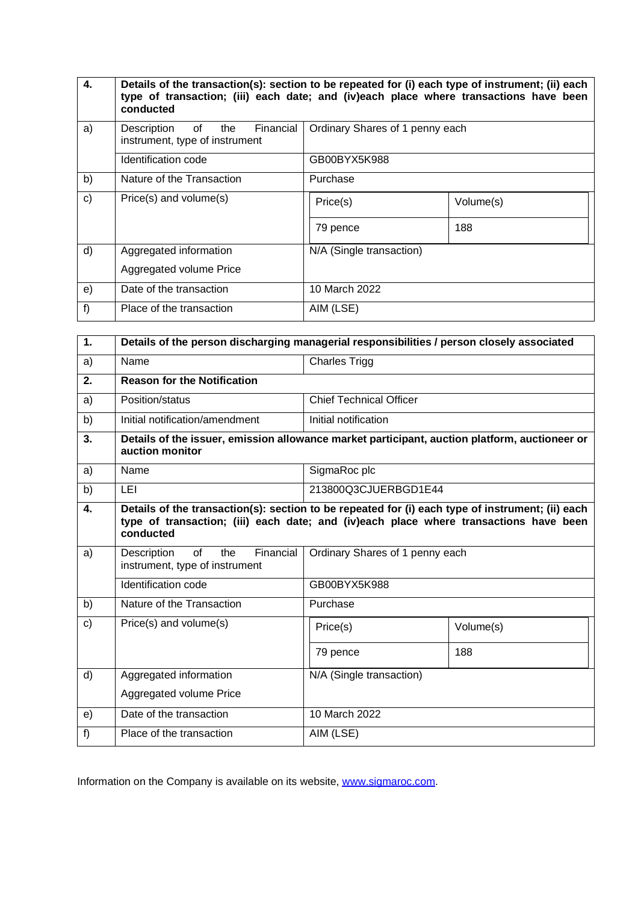| 4. | Details of the transaction(s): section to be repeated for (i) each type of instrument; (ii) each type of transaction; (iii) each date; and (iv)each place where transactions have been conducted | | |
|---|---|---|---|
| a) | Description of the Financial instrument, type of instrument | Ordinary Shares of 1 penny each | |
| | Identification code | GB00BYX5K988 | |
| b) | Nature of the Transaction | Purchase | |
| c) | Price(s) and volume(s) | Price(s) | Volume(s) |
| | | 79 pence | 188 |
| d) | Aggregated information<br>Aggregated volume Price | N/A (Single transaction) | |
| e) | Date of the transaction | 10 March 2022 | |
| f) | Place of the transaction | AIM (LSE) | |

| 1. | Details of the person discharging managerial responsibilities / person closely associated | | |
|---|---|---|---|
| a) | Name | Charles Trigg | |
| 2. | Reason for the Notification | | |
| a) | Position/status | Chief Technical Officer | |
| b) | Initial notification/amendment | Initial notification | |
| 3. | Details of the issuer, emission allowance market participant, auction platform, auctioneer or auction monitor | | |
| a) | Name | SigmaRoc plc | |
| b) | LEI | 213800Q3CJUERBGD1E44 | |
| 4. | Details of the transaction(s): section to be repeated for (i) each type of instrument; (ii) each type of transaction; (iii) each date; and (iv)each place where transactions have been conducted | | |
| a) | Description of the Financial instrument, type of instrument | Ordinary Shares of 1 penny each | |
| | Identification code | GB00BYX5K988 | |
| b) | Nature of the Transaction | Purchase | |
| c) | Price(s) and volume(s) | Price(s) | Volume(s) |
| | | 79 pence | 188 |
| d) | Aggregated information<br>Aggregated volume Price | N/A (Single transaction) | |
| e) | Date of the transaction | 10 March 2022 | |
| f) | Place of the transaction | AIM (LSE) | |

Information on the Company is available on its website, www.sigmaroc.com.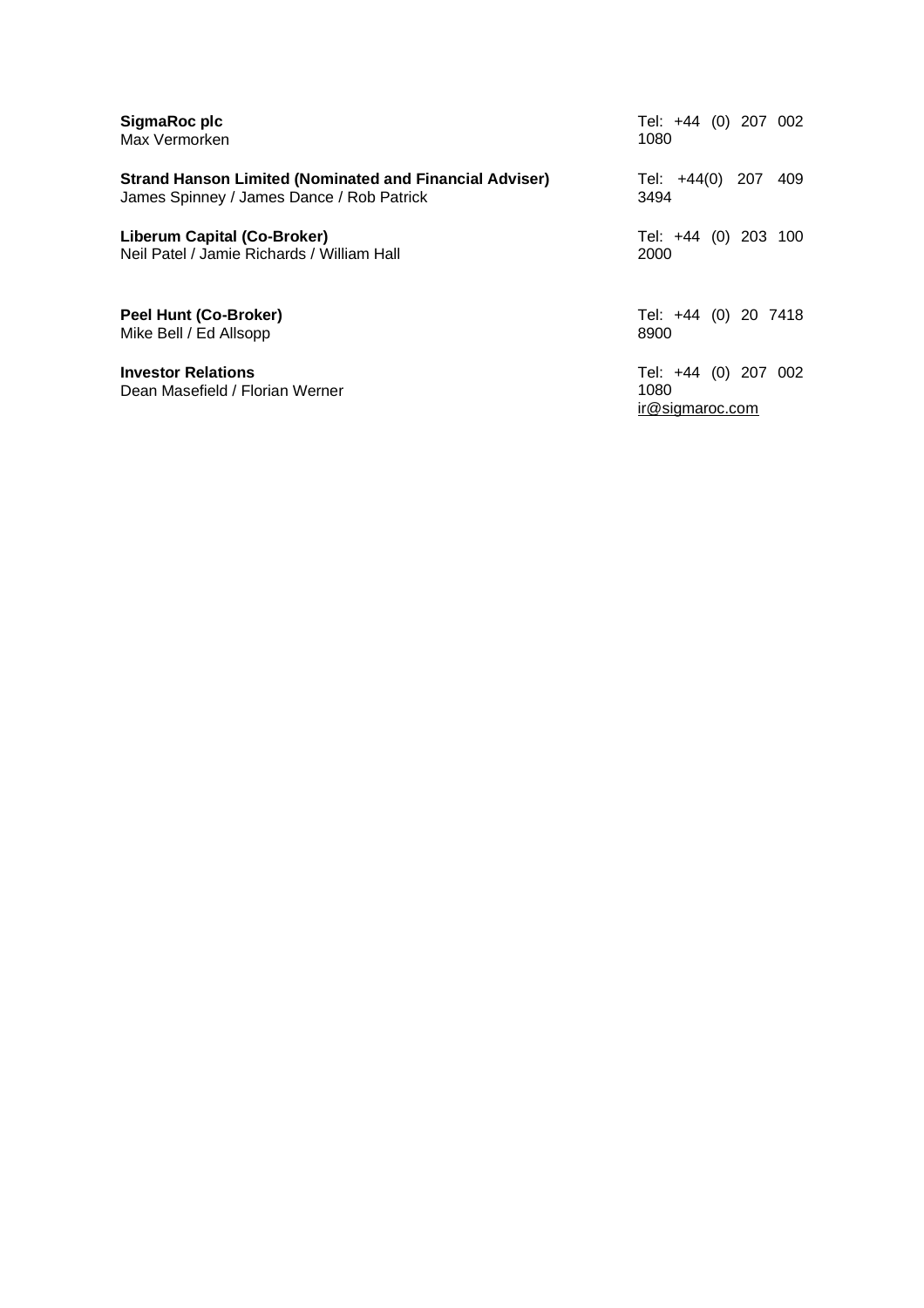| | |
|---|---|
| **SigmaRoc plc**<br>Max Vermorken | Tel: +44 (0) 207 002 1080 |
| **Strand Hanson Limited (Nominated and Financial Adviser)**<br>James Spinney / James Dance / Rob Patrick | Tel: +44(0) 207 409 3494 |
| **Liberum Capital (Co-Broker)**<br>Neil Patel / Jamie Richards / William Hall | Tel: +44 (0) 203 100 2000 |
| **Peel Hunt (Co-Broker)**<br>Mike Bell / Ed Allsopp | Tel: +44 (0) 20 7418 8900 |
| **Investor Relations**<br>Dean Masefield / Florian Werner | Tel: +44 (0) 207 002 1080<br>ir@sigmaroc.com |